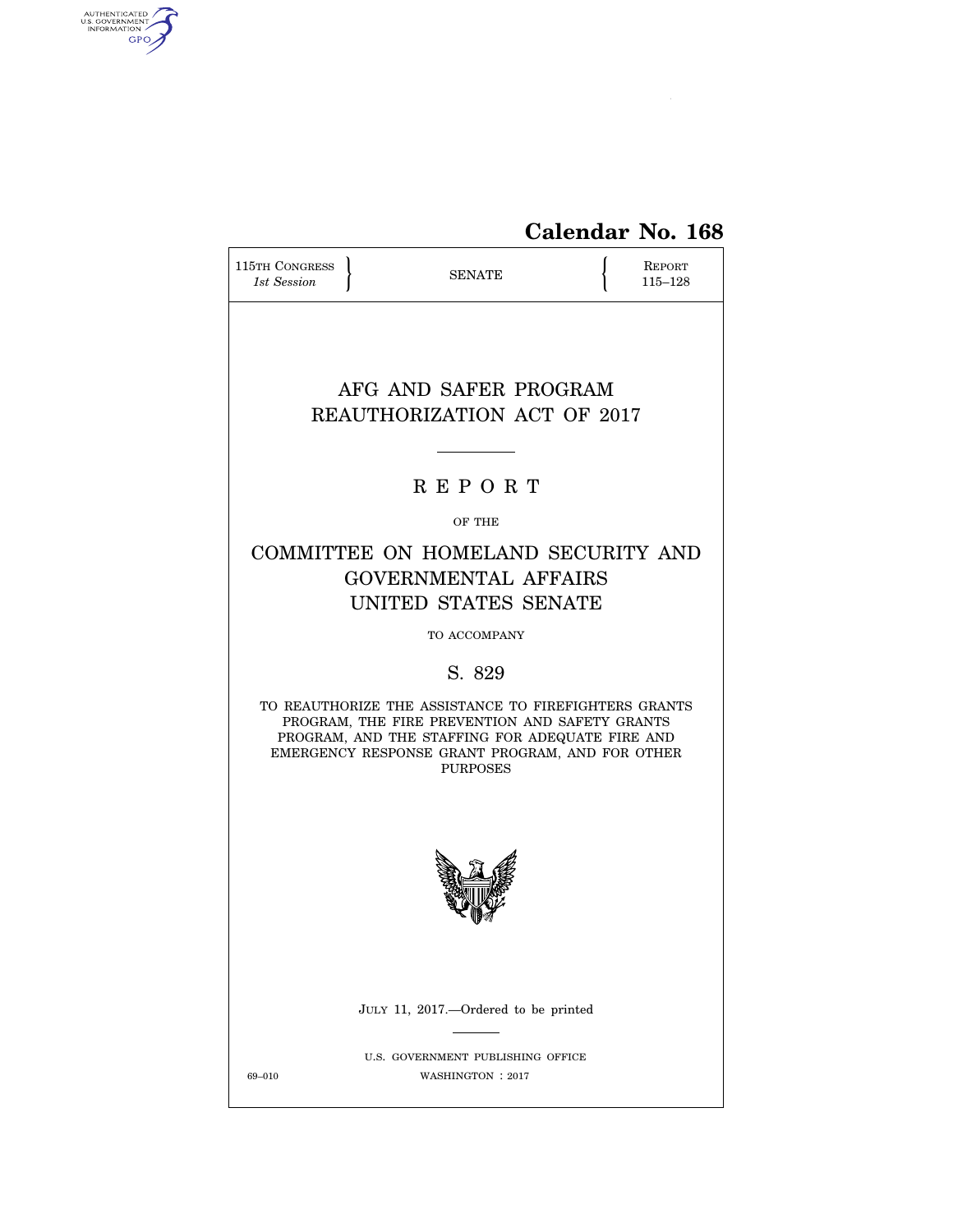Calendar No. 168

115TH CONGRESS
*1st Session*

SENATE

REPORT
115–128

# AFG AND SAFER PROGRAM REAUTHORIZATION ACT OF 2017

## R E P O R T

OF THE

## COMMITTEE ON HOMELAND SECURITY AND GOVERNMENTAL AFFAIRS UNITED STATES SENATE

TO ACCOMPANY

## S. 829

TO REAUTHORIZE THE ASSISTANCE TO FIREFIGHTERS GRANTS PROGRAM, THE FIRE PREVENTION AND SAFETY GRANTS PROGRAM, AND THE STAFFING FOR ADEQUATE FIRE AND EMERGENCY RESPONSE GRANT PROGRAM, AND FOR OTHER PURPOSES

JULY 11, 2017.—Ordered to be printed

U.S. GOVERNMENT PUBLISHING OFFICE

69–010 WASHINGTON : 2017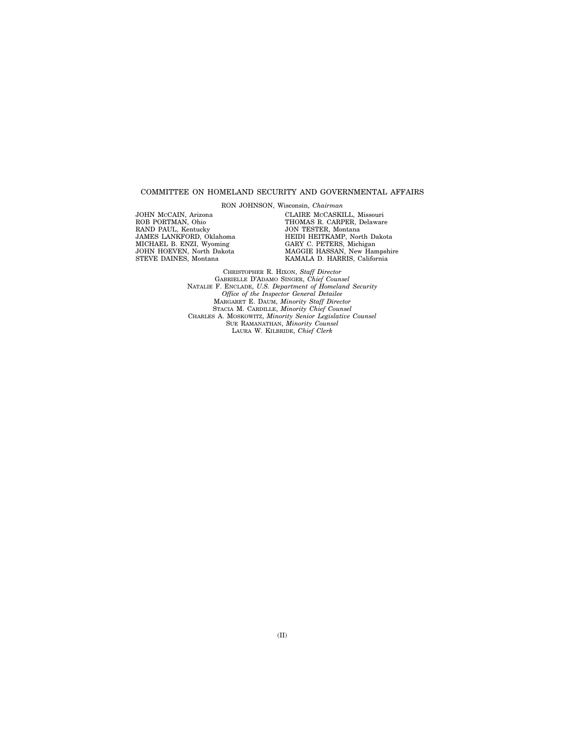## COMMITTEE ON HOMELAND SECURITY AND GOVERNMENTAL AFFAIRS

RON JOHNSON, Wisconsin, *Chairman*

JOHN MCCAIN, Arizona
ROB PORTMAN, Ohio
RAND PAUL, Kentucky
JAMES LANKFORD, Oklahoma
MICHAEL B. ENZI, Wyoming
JOHN HOEVEN, North Dakota
STEVE DAINES, Montana

CLAIRE MCCASKILL, Missouri
THOMAS R. CARPER, Delaware
JON TESTER, Montana
HEIDI HEITKAMP, North Dakota
GARY C. PETERS, Michigan
MAGGIE HASSAN, New Hampshire
KAMALA D. HARRIS, California

CHRISTOPHER R. HIXON, *Staff Director*
GABRIELLE D'ADAMO SINGER, *Chief Counsel*
NATALIE F. ENCLADE, *U.S. Department of Homeland Security Office of the Inspector General Detailee*
MARGARET E. DAUM, *Minority Staff Director*
STACIA M. CARDILLE, *Minority Chief Counsel*
CHARLES A. MOSKOWITZ, *Minority Senior Legislative Counsel*
SUE RAMANATHAN, *Minority Counsel*
LAURA W. KILBRIDE, *Chief Clerk*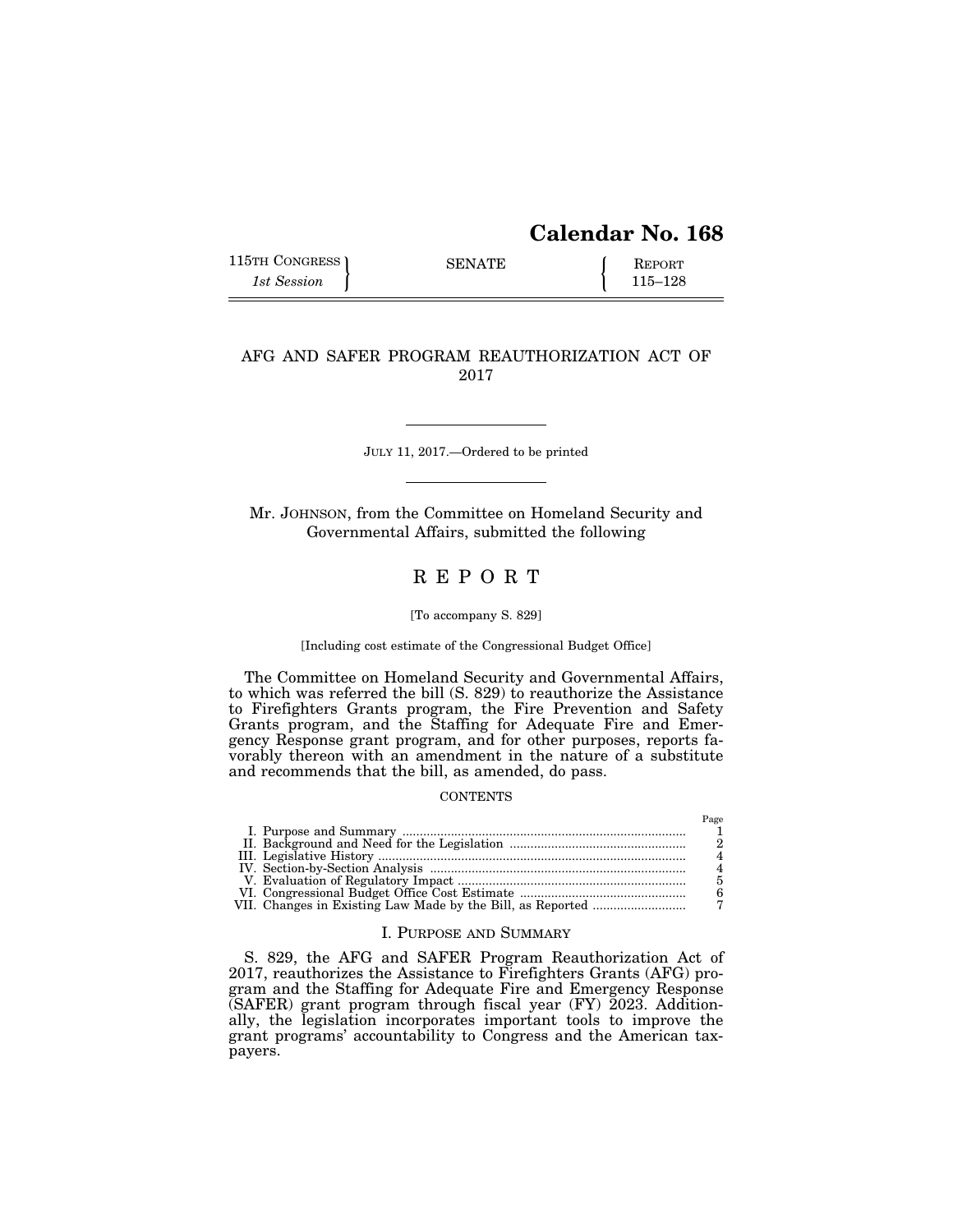# Calendar No. 168

115TH CONGRESS, 1st Session | SENATE | REPORT 115–128

## AFG AND SAFER PROGRAM REAUTHORIZATION ACT OF 2017

JULY 11, 2017.—Ordered to be printed

Mr. JOHNSON, from the Committee on Homeland Security and Governmental Affairs, submitted the following

# R E P O R T

[To accompany S. 829]

[Including cost estimate of the Congressional Budget Office]

The Committee on Homeland Security and Governmental Affairs, to which was referred the bill (S. 829) to reauthorize the Assistance to Firefighters Grants program, the Fire Prevention and Safety Grants program, and the Staffing for Adequate Fire and Emergency Response grant program, and for other purposes, reports favorably thereon with an amendment in the nature of a substitute and recommends that the bill, as amended, do pass.

CONTENTS

| | Page |
|---|---|
| I. Purpose and Summary | 1 |
| II. Background and Need for the Legislation | 2 |
| III. Legislative History | 4 |
| IV. Section-by-Section Analysis | 4 |
| V. Evaluation of Regulatory Impact | 5 |
| VI. Congressional Budget Office Cost Estimate | 6 |
| VII. Changes in Existing Law Made by the Bill, as Reported | 7 |

## I. PURPOSE AND SUMMARY

S. 829, the AFG and SAFER Program Reauthorization Act of 2017, reauthorizes the Assistance to Firefighters Grants (AFG) program and the Staffing for Adequate Fire and Emergency Response (SAFER) grant program through fiscal year (FY) 2023. Additionally, the legislation incorporates important tools to improve the grant programs' accountability to Congress and the American taxpayers.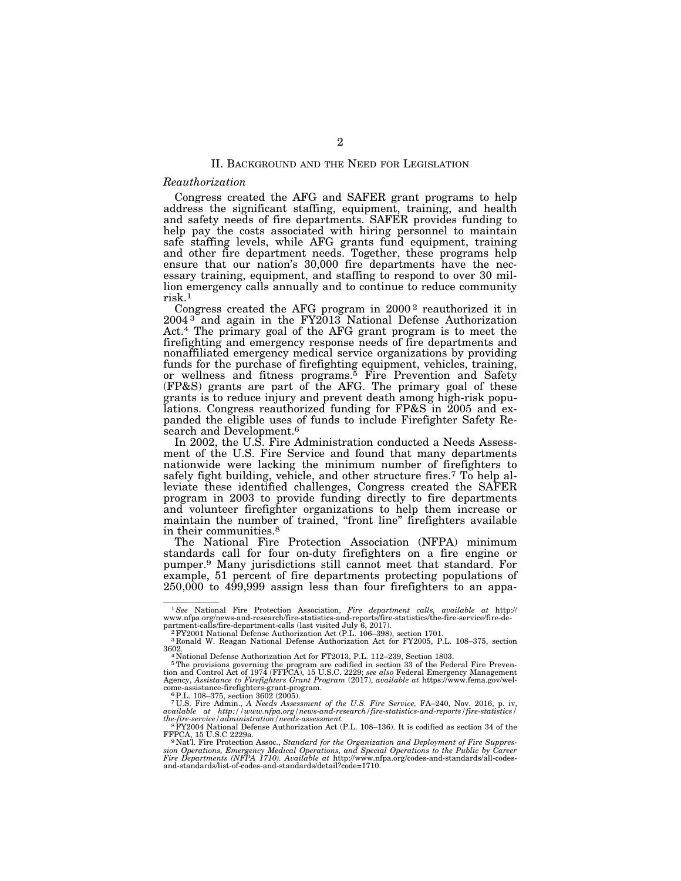## II. BACKGROUND AND THE NEED FOR LEGISLATION

### *Reauthorization*

Congress created the AFG and SAFER grant programs to help address the significant staffing, equipment, training, and health and safety needs of fire departments. SAFER provides funding to help pay the costs associated with hiring personnel to maintain safe staffing levels, while AFG grants fund equipment, training and other fire department needs. Together, these programs help ensure that our nation's 30,000 fire departments have the necessary training, equipment, and staffing to respond to over 30 million emergency calls annually and to continue to reduce community risk.[1]

Congress created the AFG program in 2000[2] reauthorized it in 2004[3] and again in the FY2013 National Defense Authorization Act.[4] The primary goal of the AFG grant program is to meet the firefighting and emergency response needs of fire departments and nonaffiliated emergency medical service organizations by providing funds for the purchase of firefighting equipment, vehicles, training, or wellness and fitness programs.[5] Fire Prevention and Safety (FP&S) grants are part of the AFG. The primary goal of these grants is to reduce injury and prevent death among high-risk populations. Congress reauthorized funding for FP&S in 2005 and expanded the eligible uses of funds to include Firefighter Safety Research and Development.[6]

In 2002, the U.S. Fire Administration conducted a Needs Assessment of the U.S. Fire Service and found that many departments nationwide were lacking the minimum number of firefighters to safely fight building, vehicle, and other structure fires.[7] To help alleviate these identified challenges, Congress created the SAFER program in 2003 to provide funding directly to fire departments and volunteer firefighter organizations to help them increase or maintain the number of trained, "front line" firefighters available in their communities.[8]

The National Fire Protection Association (NFPA) minimum standards call for four on-duty firefighters on a fire engine or pumper.[9] Many jurisdictions still cannot meet that standard. For example, 51 percent of fire departments protecting populations of 250,000 to 499,999 assign less than four firefighters to an appa-

---

[1] *See* National Fire Protection Association, *Fire department calls, available at* http://www.nfpa.org/news-and-research/fire-statistics-and-reports/fire-statistics/the-fire-service/fire-department-calls/fire-department-calls (last visited July 6, 2017).

[2] FY2001 National Defense Authorization Act (P.L. 106–398), section 1701.

[3] Ronald W. Reagan National Defense Authorization Act for FY2005, P.L. 108–375, section 3602.

[4] National Defense Authorization Act for FT2013, P.L. 112–239, Section 1803.

[5] The provisions governing the program are codified in section 33 of the Federal Fire Prevention and Control Act of 1974 (FFPCA), 15 U.S.C. 2229; *see also* Federal Emergency Management Agency, *Assistance to Firefighters Grant Program* (2017), *available at* https://www.fema.gov/welcome-assistance-firefighters-grant-program.

[6] P.L. 108–375, section 3602 (2005).

[7] U.S. Fire Admin., *A Needs Assessment of the U.S. Fire Service,* FA–240, Nov. 2016, p. iv, *available at http://www.nfpa.org/news-and-research/fire-statistics-and-reports/fire-statistics/the-fire-service/administration/needs-assessment.*

[8] FY2004 National Defense Authorization Act (P.L. 108–136). It is codified as section 34 of the FFPCA, 15 U.S.C 2229a.

[9] Nat'l. Fire Protection Assoc., *Standard for the Organization and Deployment of Fire Suppression Operations, Emergency Medical Operations, and Special Operations to the Public by Career Fire Departments (NFPA 1710). Available at* http://www.nfpa.org/codes-and-standards/all-codes-and-standards/list-of-codes-and-standards/detail?code=1710.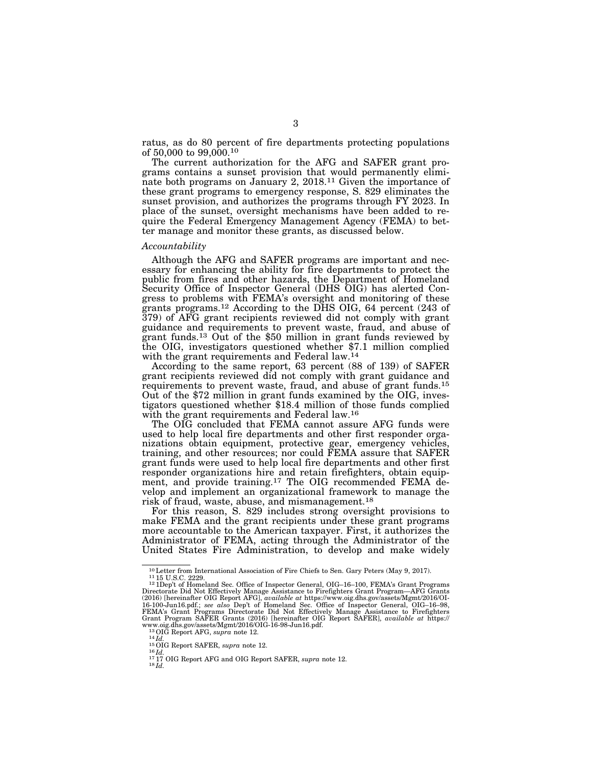ratus, as do 80 percent of fire departments protecting populations of 50,000 to 99,000.[10]

The current authorization for the AFG and SAFER grant programs contains a sunset provision that would permanently eliminate both programs on January 2, 2018.[11] Given the importance of these grant programs to emergency response, S. 829 eliminates the sunset provision, and authorizes the programs through FY 2023. In place of the sunset, oversight mechanisms have been added to require the Federal Emergency Management Agency (FEMA) to better manage and monitor these grants, as discussed below.

*Accountability*

Although the AFG and SAFER programs are important and necessary for enhancing the ability for fire departments to protect the public from fires and other hazards, the Department of Homeland Security Office of Inspector General (DHS OIG) has alerted Congress to problems with FEMA's oversight and monitoring of these grants programs.[12] According to the DHS OIG, 64 percent (243 of 379) of AFG grant recipients reviewed did not comply with grant guidance and requirements to prevent waste, fraud, and abuse of grant funds.[13] Out of the $50 million in grant funds reviewed by the OIG, investigators questioned whether $7.1 million complied with the grant requirements and Federal law.[14]

According to the same report, 63 percent (88 of 139) of SAFER grant recipients reviewed did not comply with grant guidance and requirements to prevent waste, fraud, and abuse of grant funds.[15] Out of the $72 million in grant funds examined by the OIG, investigators questioned whether $18.4 million of those funds complied with the grant requirements and Federal law.[16]

The OIG concluded that FEMA cannot assure AFG funds were used to help local fire departments and other first responder organizations obtain equipment, protective gear, emergency vehicles, training, and other resources; nor could FEMA assure that SAFER grant funds were used to help local fire departments and other first responder organizations hire and retain firefighters, obtain equipment, and provide training.[17] The OIG recommended FEMA develop and implement an organizational framework to manage the risk of fraud, waste, abuse, and mismanagement.[18]

For this reason, S. 829 includes strong oversight provisions to make FEMA and the grant recipients under these grant programs more accountable to the American taxpayer. First, it authorizes the Administrator of FEMA, acting through the Administrator of the United States Fire Administration, to develop and make widely

---

[10] Letter from International Association of Fire Chiefs to Sen. Gary Peters (May 9, 2017).

[11] 15 U.S.C. 2229.

[12] 1Dep't of Homeland Sec. Office of Inspector General, OIG–16–100, FEMA's Grant Programs Directorate Did Not Effectively Manage Assistance to Firefighters Grant Program—AFG Grants (2016) [hereinafter OIG Report AFG], *available at* https://www.oig.dhs.gov/assets/Mgmt/2016/OI-16-100-Jun16.pdf.; *see also* Dep't of Homeland Sec. Office of Inspector General, OIG–16–98, FEMA's Grant Programs Directorate Did Not Effectively Manage Assistance to Firefighters Grant Program SAFER Grants (2016) [hereinafter OIG Report SAFER], *available at* https://www.oig.dhs.gov/assets/Mgmt/2016/OIG-16-98-Jun16.pdf.

[13] OIG Report AFG, *supra* note 12.

[14] *Id.*

[15] OIG Report SAFER, *supra* note 12.

[16] *Id.*

[17] 17 OIG Report AFG and OIG Report SAFER, *supra* note 12.

[18] *Id.*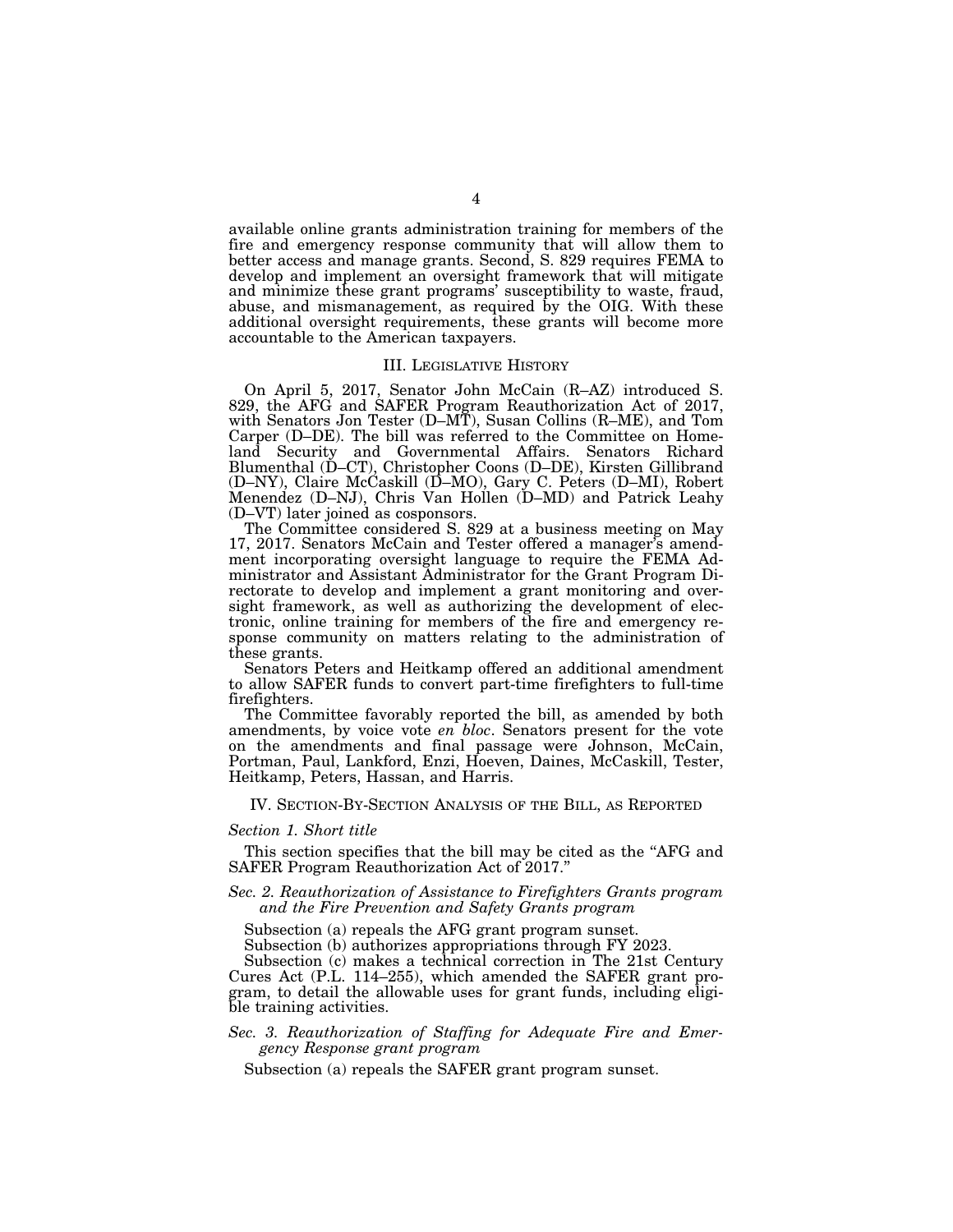available online grants administration training for members of the fire and emergency response community that will allow them to better access and manage grants. Second, S. 829 requires FEMA to develop and implement an oversight framework that will mitigate and minimize these grant programs' susceptibility to waste, fraud, abuse, and mismanagement, as required by the OIG. With these additional oversight requirements, these grants will become more accountable to the American taxpayers.

## III. LEGISLATIVE HISTORY

On April 5, 2017, Senator John McCain (R–AZ) introduced S. 829, the AFG and SAFER Program Reauthorization Act of 2017, with Senators Jon Tester (D–MT), Susan Collins (R–ME), and Tom Carper (D–DE). The bill was referred to the Committee on Homeland Security and Governmental Affairs. Senators Richard Blumenthal (D–CT), Christopher Coons (D–DE), Kirsten Gillibrand (D–NY), Claire McCaskill (D–MO), Gary C. Peters (D–MI), Robert Menendez (D–NJ), Chris Van Hollen (D–MD) and Patrick Leahy (D–VT) later joined as cosponsors.

The Committee considered S. 829 at a business meeting on May 17, 2017. Senators McCain and Tester offered a manager's amendment incorporating oversight language to require the FEMA Administrator and Assistant Administrator for the Grant Program Directorate to develop and implement a grant monitoring and oversight framework, as well as authorizing the development of electronic, online training for members of the fire and emergency response community on matters relating to the administration of these grants.

Senators Peters and Heitkamp offered an additional amendment to allow SAFER funds to convert part-time firefighters to full-time firefighters.

The Committee favorably reported the bill, as amended by both amendments, by voice vote *en bloc*. Senators present for the vote on the amendments and final passage were Johnson, McCain, Portman, Paul, Lankford, Enzi, Hoeven, Daines, McCaskill, Tester, Heitkamp, Peters, Hassan, and Harris.

## IV. SECTION-BY-SECTION ANALYSIS OF THE BILL, AS REPORTED

### *Section 1. Short title*

This section specifies that the bill may be cited as the "AFG and SAFER Program Reauthorization Act of 2017."

### *Sec. 2. Reauthorization of Assistance to Firefighters Grants program and the Fire Prevention and Safety Grants program*

Subsection (a) repeals the AFG grant program sunset.

Subsection (b) authorizes appropriations through FY 2023.

Subsection (c) makes a technical correction in The 21st Century Cures Act (P.L. 114–255), which amended the SAFER grant program, to detail the allowable uses for grant funds, including eligible training activities.

### *Sec. 3. Reauthorization of Staffing for Adequate Fire and Emergency Response grant program*

Subsection (a) repeals the SAFER grant program sunset.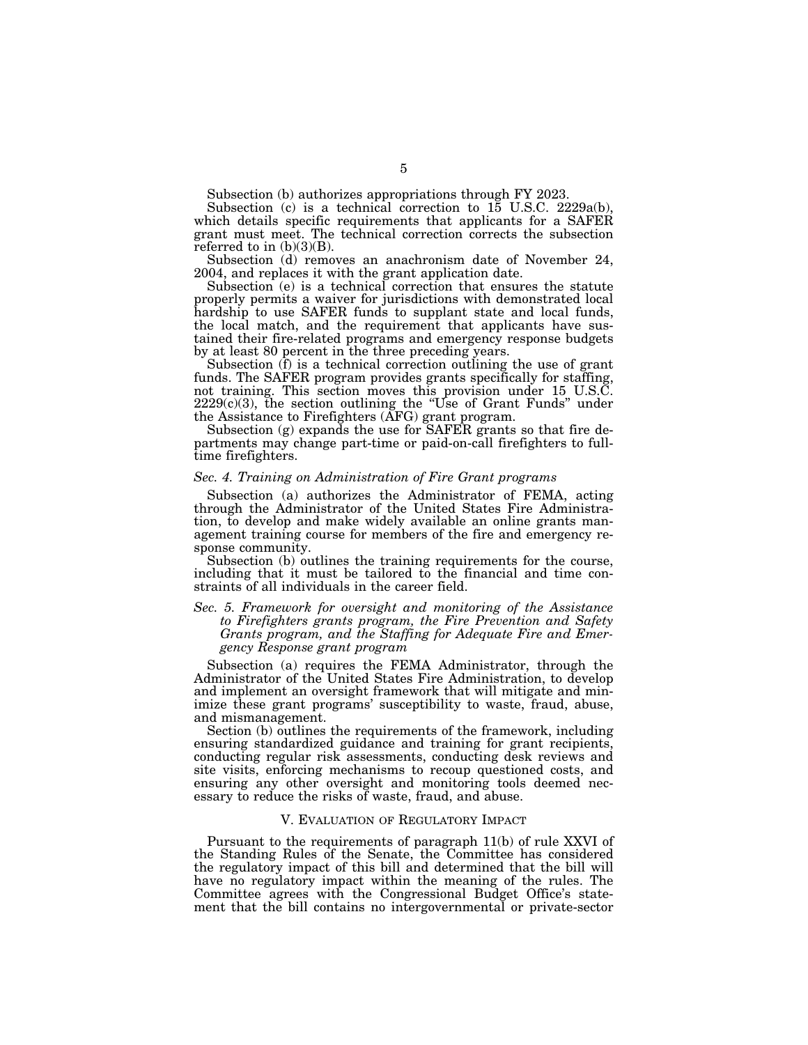Subsection (b) authorizes appropriations through FY 2023.

Subsection (c) is a technical correction to 15 U.S.C. 2229a(b), which details specific requirements that applicants for a SAFER grant must meet. The technical correction corrects the subsection referred to in (b)(3)(B).

Subsection (d) removes an anachronism date of November 24, 2004, and replaces it with the grant application date.

Subsection (e) is a technical correction that ensures the statute properly permits a waiver for jurisdictions with demonstrated local hardship to use SAFER funds to supplant state and local funds, the local match, and the requirement that applicants have sustained their fire-related programs and emergency response budgets by at least 80 percent in the three preceding years.

Subsection (f) is a technical correction outlining the use of grant funds. The SAFER program provides grants specifically for staffing, not training. This section moves this provision under 15 U.S.C. 2229(c)(3), the section outlining the "Use of Grant Funds" under the Assistance to Firefighters (AFG) grant program.

Subsection (g) expands the use for SAFER grants so that fire departments may change part-time or paid-on-call firefighters to full-time firefighters.

*Sec. 4. Training on Administration of Fire Grant programs*

Subsection (a) authorizes the Administrator of FEMA, acting through the Administrator of the United States Fire Administration, to develop and make widely available an online grants management training course for members of the fire and emergency response community.

Subsection (b) outlines the training requirements for the course, including that it must be tailored to the financial and time constraints of all individuals in the career field.

*Sec. 5. Framework for oversight and monitoring of the Assistance to Firefighters grants program, the Fire Prevention and Safety Grants program, and the Staffing for Adequate Fire and Emergency Response grant program*

Subsection (a) requires the FEMA Administrator, through the Administrator of the United States Fire Administration, to develop and implement an oversight framework that will mitigate and minimize these grant programs' susceptibility to waste, fraud, abuse, and mismanagement.

Section (b) outlines the requirements of the framework, including ensuring standardized guidance and training for grant recipients, conducting regular risk assessments, conducting desk reviews and site visits, enforcing mechanisms to recoup questioned costs, and ensuring any other oversight and monitoring tools deemed necessary to reduce the risks of waste, fraud, and abuse.

## V. Evaluation of Regulatory Impact

Pursuant to the requirements of paragraph 11(b) of rule XXVI of the Standing Rules of the Senate, the Committee has considered the regulatory impact of this bill and determined that the bill will have no regulatory impact within the meaning of the rules. The Committee agrees with the Congressional Budget Office's statement that the bill contains no intergovernmental or private-sector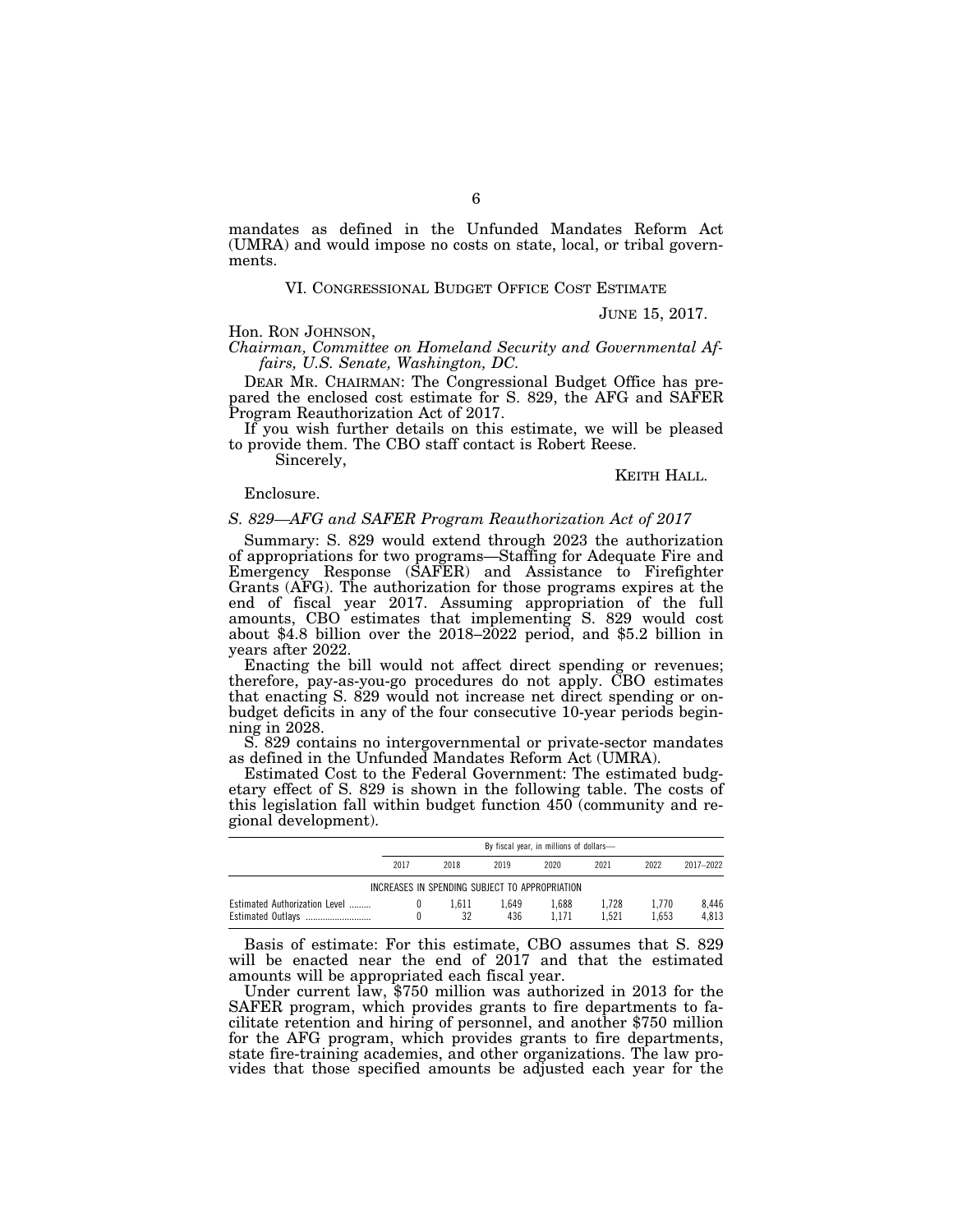mandates as defined in the Unfunded Mandates Reform Act (UMRA) and would impose no costs on state, local, or tribal governments.

## VI. Congressional Budget Office Cost Estimate

JUNE 15, 2017.

Hon. RON JOHNSON,
*Chairman, Committee on Homeland Security and Governmental Affairs, U.S. Senate, Washington, DC.*

DEAR MR. CHAIRMAN: The Congressional Budget Office has prepared the enclosed cost estimate for S. 829, the AFG and SAFER Program Reauthorization Act of 2017.

If you wish further details on this estimate, we will be pleased to provide them. The CBO staff contact is Robert Reese.

Sincerely,

KEITH HALL.

Enclosure.

*S. 829—AFG and SAFER Program Reauthorization Act of 2017*

Summary: S. 829 would extend through 2023 the authorization of appropriations for two programs—Staffing for Adequate Fire and Emergency Response (SAFER) and Assistance to Firefighter Grants (AFG). The authorization for those programs expires at the end of fiscal year 2017. Assuming appropriation of the full amounts, CBO estimates that implementing S. 829 would cost about $4.8 billion over the 2018–2022 period, and $5.2 billion in years after 2022.

Enacting the bill would not affect direct spending or revenues; therefore, pay-as-you-go procedures do not apply. CBO estimates that enacting S. 829 would not increase net direct spending or on-budget deficits in any of the four consecutive 10-year periods beginning in 2028.

S. 829 contains no intergovernmental or private-sector mandates as defined in the Unfunded Mandates Reform Act (UMRA).

Estimated Cost to the Federal Government: The estimated budgetary effect of S. 829 is shown in the following table. The costs of this legislation fall within budget function 450 (community and regional development).

| | By fiscal year, in millions of dollars— | | | | | | |
|---|---|---|---|---|---|---|---|
| | 2017 | 2018 | 2019 | 2020 | 2021 | 2022 | 2017–2022 |
| INCREASES IN SPENDING SUBJECT TO APPROPRIATION | | | | | | | |
| Estimated Authorization Level | 0 | 1,611 | 1,649 | 1,688 | 1,728 | 1,770 | 8,446 |
| Estimated Outlays | 0 | 32 | 436 | 1,171 | 1,521 | 1,653 | 4,813 |

Basis of estimate: For this estimate, CBO assumes that S. 829 will be enacted near the end of 2017 and that the estimated amounts will be appropriated each fiscal year.

Under current law, $750 million was authorized in 2013 for the SAFER program, which provides grants to fire departments to facilitate retention and hiring of personnel, and another $750 million for the AFG program, which provides grants to fire departments, state fire-training academies, and other organizations. The law provides that those specified amounts be adjusted each year for the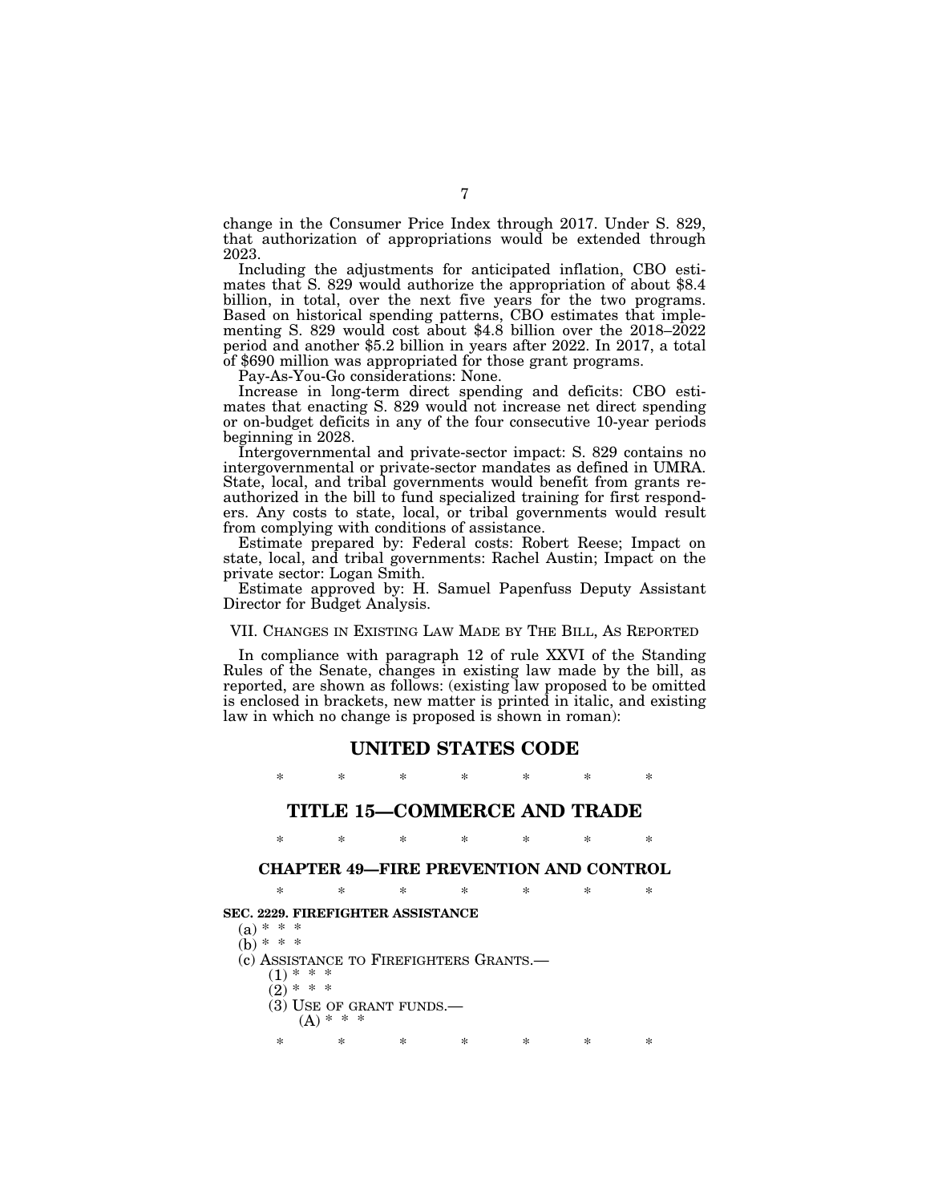change in the Consumer Price Index through 2017. Under S. 829, that authorization of appropriations would be extended through 2023.

Including the adjustments for anticipated inflation, CBO estimates that S. 829 would authorize the appropriation of about $8.4 billion, in total, over the next five years for the two programs. Based on historical spending patterns, CBO estimates that implementing S. 829 would cost about $4.8 billion over the 2018–2022 period and another $5.2 billion in years after 2022. In 2017, a total of $690 million was appropriated for those grant programs.

Pay-As-You-Go considerations: None.

Increase in long-term direct spending and deficits: CBO estimates that enacting S. 829 would not increase net direct spending or on-budget deficits in any of the four consecutive 10-year periods beginning in 2028.

Intergovernmental and private-sector impact: S. 829 contains no intergovernmental or private-sector mandates as defined in UMRA. State, local, and tribal governments would benefit from grants reauthorized in the bill to fund specialized training for first responders. Any costs to state, local, or tribal governments would result from complying with conditions of assistance.

Estimate prepared by: Federal costs: Robert Reese; Impact on state, local, and tribal governments: Rachel Austin; Impact on the private sector: Logan Smith.

Estimate approved by: H. Samuel Papenfuss Deputy Assistant Director for Budget Analysis.

## VII. Changes in Existing Law Made by The Bill, As Reported

In compliance with paragraph 12 of rule XXVI of the Standing Rules of the Senate, changes in existing law made by the bill, as reported, are shown as follows: (existing law proposed to be omitted is enclosed in brackets, new matter is printed in italic, and existing law in which no change is proposed is shown in roman):

# UNITED STATES CODE

\* \* \* \* \* \* \*

# TITLE 15—COMMERCE AND TRADE

\* \* \* \* \* \* \*

## CHAPTER 49—FIRE PREVENTION AND CONTROL

\* \* \* \* \* \* \*

**SEC. 2229. FIREFIGHTER ASSISTANCE**

(a) \* \* \*

(b) \* \* \*

(c) Assistance to Firefighters Grants.—

(1) \* \* \*

(2) \* \* \*

(3) Use of grant funds.—

(A) \* \* \*

\* \* \* \* \* \* \*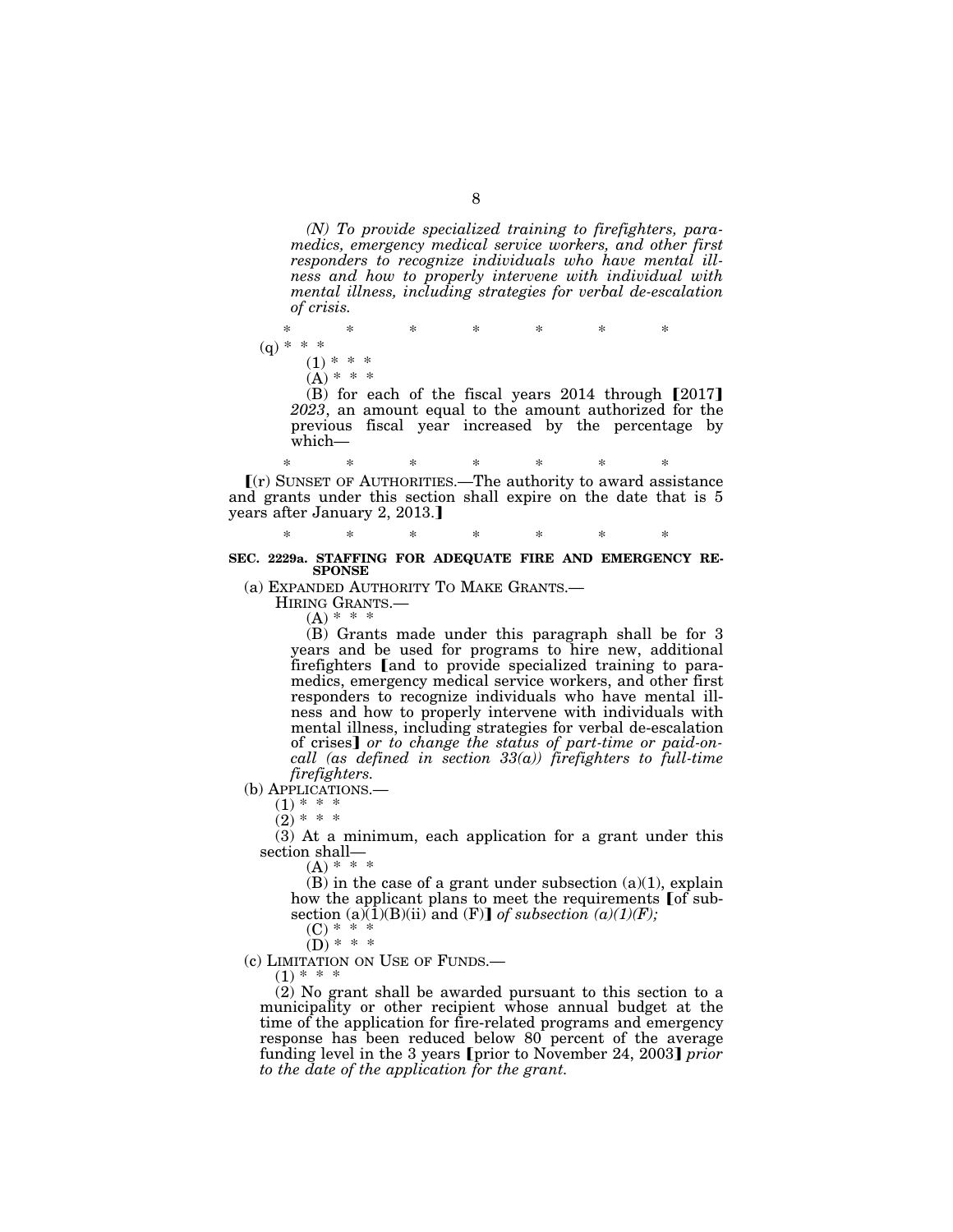*(N) To provide specialized training to firefighters, paramedics, emergency medical service workers, and other first responders to recognize individuals who have mental illness and how to properly intervene with individual with mental illness, including strategies for verbal de-escalation of crisis.*

\* \* \* \* \* \* \*

(q) \* \* \*

(1) \* \* \*

(A) \* \* \*

(B) for each of the fiscal years 2014 through ⟦2017⟧ *2023*, an amount equal to the amount authorized for the previous fiscal year increased by the percentage by which—

\* \* \* \* \* \* \*

⟦(r) SUNSET OF AUTHORITIES.—The authority to award assistance and grants under this section shall expire on the date that is 5 years after January 2, 2013.⟧

\* \* \* \* \* \* \*

**SEC. 2229a. STAFFING FOR ADEQUATE FIRE AND EMERGENCY RESPONSE**

(a) EXPANDED AUTHORITY TO MAKE GRANTS.—

HIRING GRANTS.—

(A) \* \* \*

(B) Grants made under this paragraph shall be for 3 years and be used for programs to hire new, additional firefighters ⟦and to provide specialized training to paramedics, emergency medical service workers, and other first responders to recognize individuals who have mental illness and how to properly intervene with individuals with mental illness, including strategies for verbal de-escalation of crises⟧ *or to change the status of part-time or paid-on-call (as defined in section 33(a)) firefighters to full-time firefighters.*

(b) APPLICATIONS.—

(1) \* \* \*

(2) \* \* \*

(3) At a minimum, each application for a grant under this section shall—

(A) \* \* \*

(B) in the case of a grant under subsection (a)(1), explain how the applicant plans to meet the requirements ⟦of subsection (a)(1)(B)(ii) and (F)⟧ *of subsection (a)(1)(F);*

(C) \* \* \*

(D) \* \* \*

(c) LIMITATION ON USE OF FUNDS.—

(1) \* \* \*

(2) No grant shall be awarded pursuant to this section to a municipality or other recipient whose annual budget at the time of the application for fire-related programs and emergency response has been reduced below 80 percent of the average funding level in the 3 years ⟦prior to November 24, 2003⟧ *prior to the date of the application for the grant.*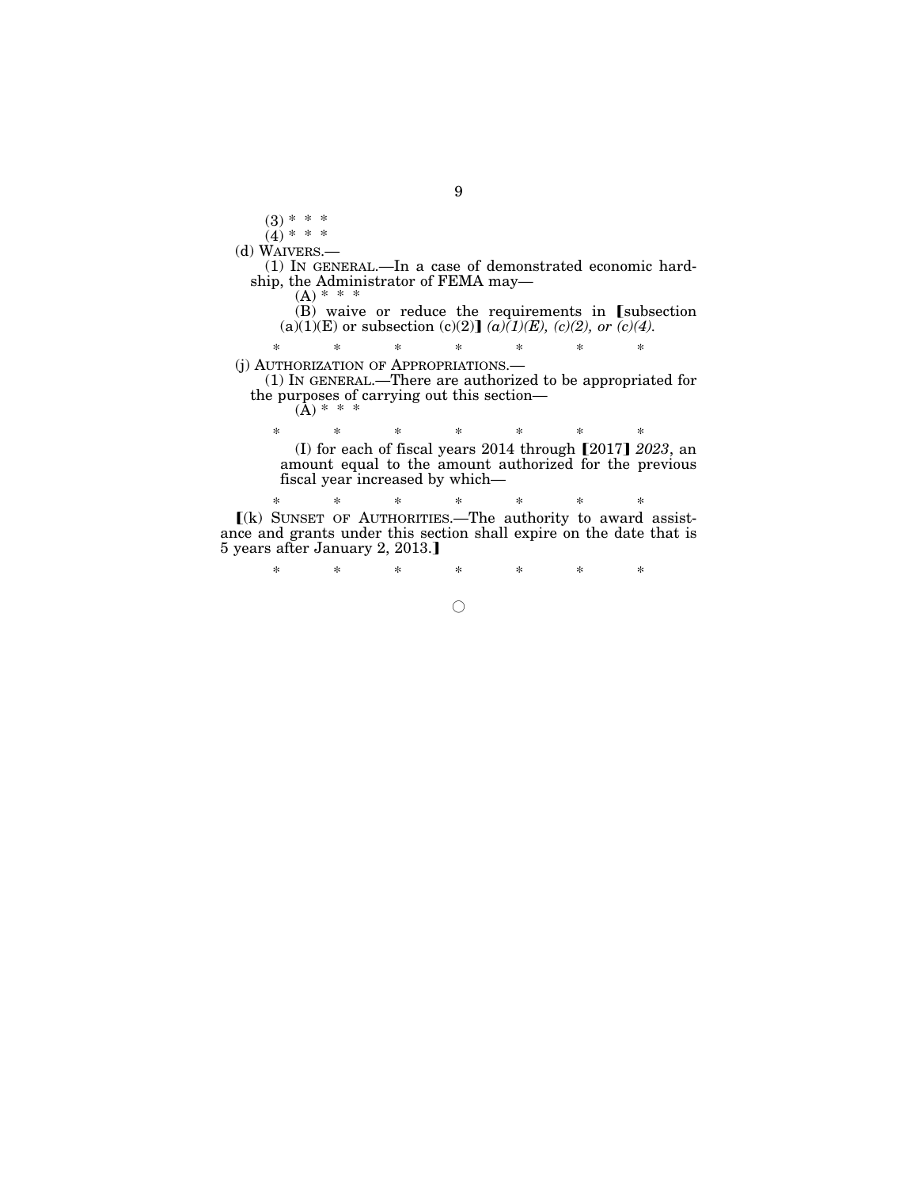(3) * * *

(4) * * *

(d) WAIVERS.—

(1) IN GENERAL.—In a case of demonstrated economic hardship, the Administrator of FEMA may—

(A) * * *

(B) waive or reduce the requirements in ⟦subsection (a)(1)(E) or subsection (c)(2)⟧ *(a)(1)(E), (c)(2), or (c)(4).*

\* \* \* \* \* \* \*

(j) AUTHORIZATION OF APPROPRIATIONS.—

(1) IN GENERAL.—There are authorized to be appropriated for the purposes of carrying out this section—

(A) * * *

\* \* \* \* \* \* \*

(I) for each of fiscal years 2014 through ⟦2017⟧ *2023*, an amount equal to the amount authorized for the previous fiscal year increased by which—

\* \* \* \* \* \* \*

⟦(k) SUNSET OF AUTHORITIES.—The authority to award assistance and grants under this section shall expire on the date that is 5 years after January 2, 2013.⟧

\* \* \* \* \* \* \*